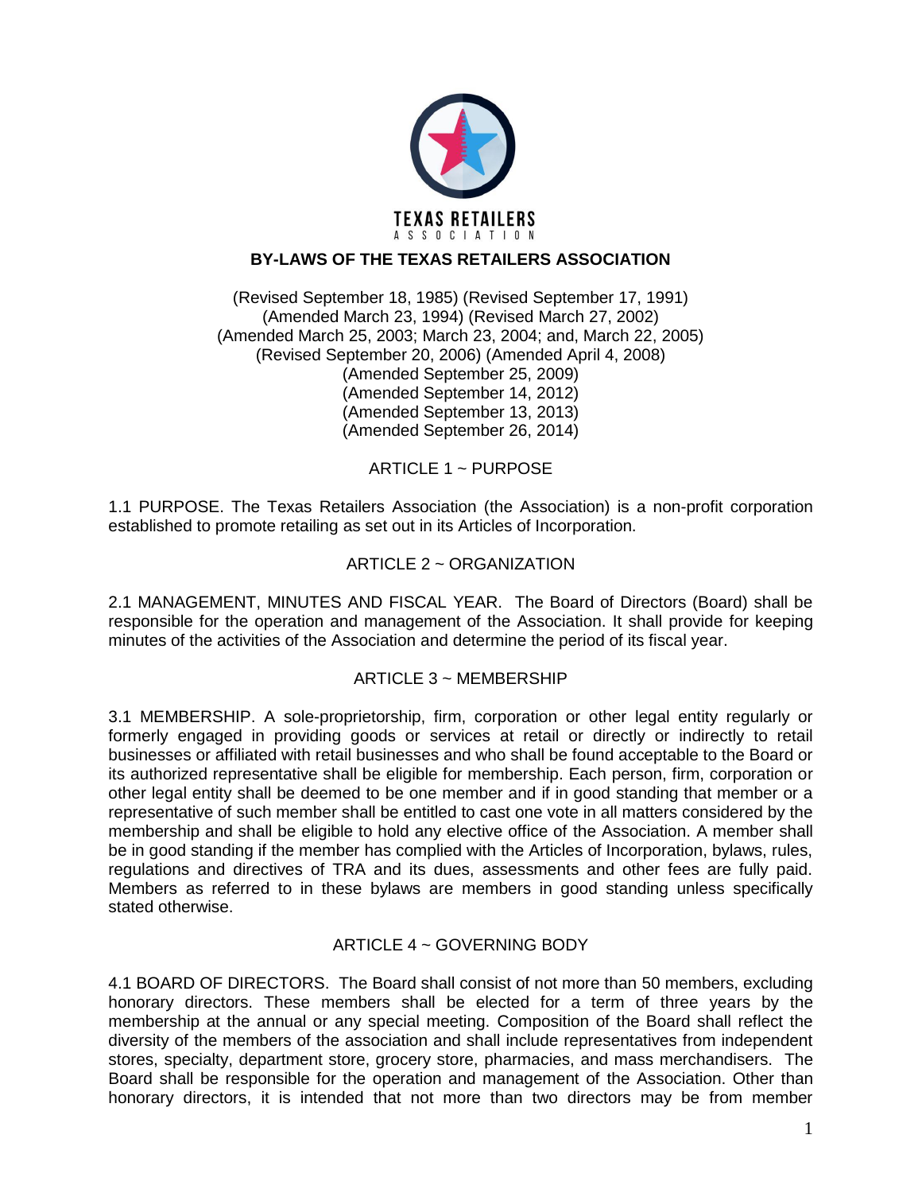TEXAS RETAILERS ASSOCIATION

# BY-LAWS OF THE TEXAS RETAILERS ASSOCIATION

(Revised September 18, 1985) (Revised September 17, 1991)
(Amended March 23, 1994) (Revised March 27, 2002)
(Amended March 25, 2003; March 23, 2004; and, March 22, 2005)
(Revised September 20, 2006) (Amended April 4, 2008)
(Amended September 25, 2009)
(Amended September 14, 2012)
(Amended September 13, 2013)
(Amended September 26, 2014)

## ARTICLE 1 ~ PURPOSE

1.1 PURPOSE. The Texas Retailers Association (the Association) is a non-profit corporation established to promote retailing as set out in its Articles of Incorporation.

## ARTICLE 2 ~ ORGANIZATION

2.1 MANAGEMENT, MINUTES AND FISCAL YEAR. The Board of Directors (Board) shall be responsible for the operation and management of the Association. It shall provide for keeping minutes of the activities of the Association and determine the period of its fiscal year.

## ARTICLE 3 ~ MEMBERSHIP

3.1 MEMBERSHIP. A sole-proprietorship, firm, corporation or other legal entity regularly or formerly engaged in providing goods or services at retail or directly or indirectly to retail businesses or affiliated with retail businesses and who shall be found acceptable to the Board or its authorized representative shall be eligible for membership. Each person, firm, corporation or other legal entity shall be deemed to be one member and if in good standing that member or a representative of such member shall be entitled to cast one vote in all matters considered by the membership and shall be eligible to hold any elective office of the Association. A member shall be in good standing if the member has complied with the Articles of Incorporation, bylaws, rules, regulations and directives of TRA and its dues, assessments and other fees are fully paid. Members as referred to in these bylaws are members in good standing unless specifically stated otherwise.

## ARTICLE 4 ~ GOVERNING BODY

4.1 BOARD OF DIRECTORS. The Board shall consist of not more than 50 members, excluding honorary directors. These members shall be elected for a term of three years by the membership at the annual or any special meeting. Composition of the Board shall reflect the diversity of the members of the association and shall include representatives from independent stores, specialty, department store, grocery store, pharmacies, and mass merchandisers. The Board shall be responsible for the operation and management of the Association. Other than honorary directors, it is intended that not more than two directors may be from member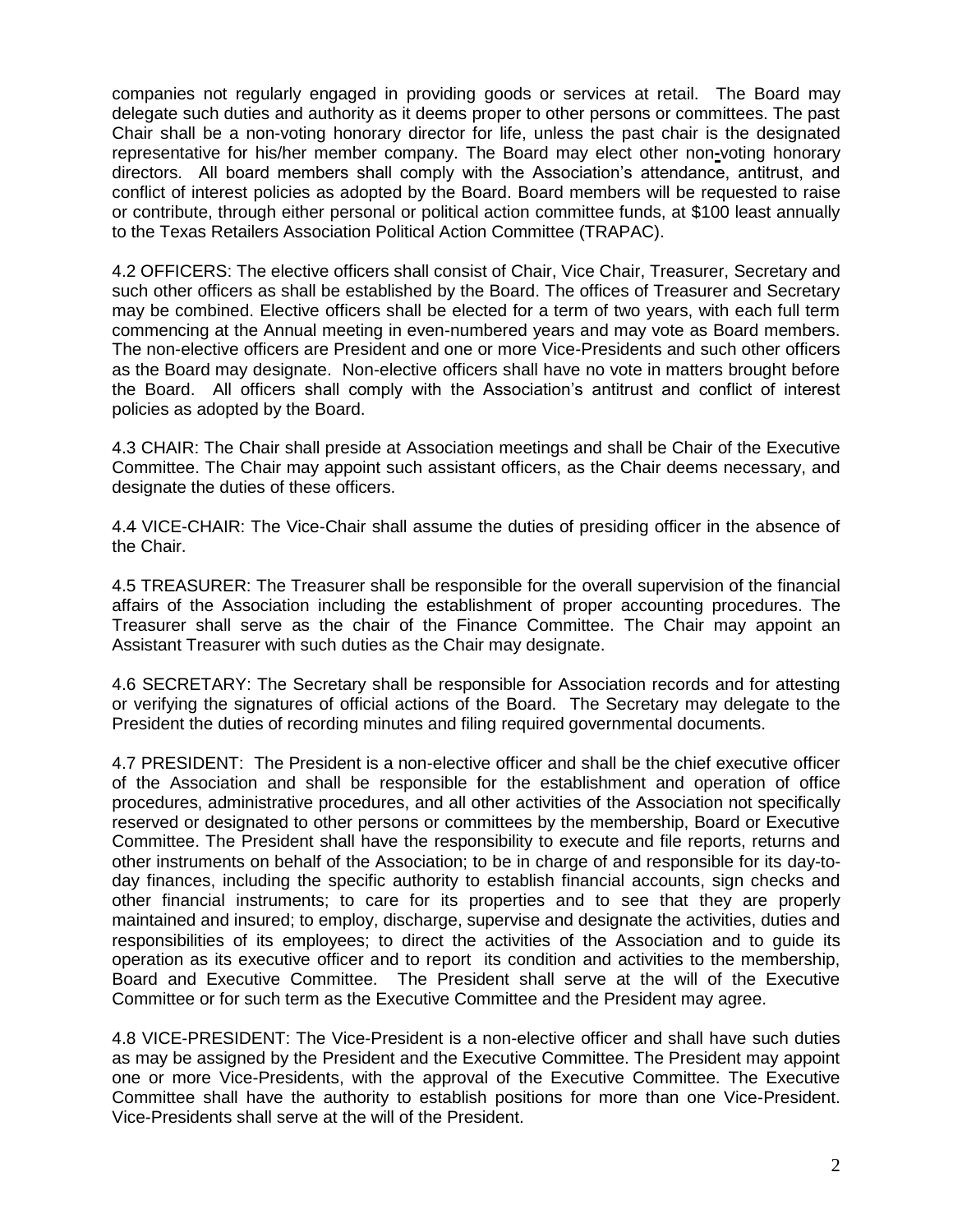companies not regularly engaged in providing goods or services at retail. The Board may delegate such duties and authority as it deems proper to other persons or committees. The past Chair shall be a non-voting honorary director for life, unless the past chair is the designated representative for his/her member company. The Board may elect other non-voting honorary directors. All board members shall comply with the Association's attendance, antitrust, and conflict of interest policies as adopted by the Board. Board members will be requested to raise or contribute, through either personal or political action committee funds, at $100 least annually to the Texas Retailers Association Political Action Committee (TRAPAC).

4.2 OFFICERS: The elective officers shall consist of Chair, Vice Chair, Treasurer, Secretary and such other officers as shall be established by the Board. The offices of Treasurer and Secretary may be combined. Elective officers shall be elected for a term of two years, with each full term commencing at the Annual meeting in even-numbered years and may vote as Board members. The non-elective officers are President and one or more Vice-Presidents and such other officers as the Board may designate. Non-elective officers shall have no vote in matters brought before the Board. All officers shall comply with the Association's antitrust and conflict of interest policies as adopted by the Board.

4.3 CHAIR: The Chair shall preside at Association meetings and shall be Chair of the Executive Committee. The Chair may appoint such assistant officers, as the Chair deems necessary, and designate the duties of these officers.

4.4 VICE-CHAIR: The Vice-Chair shall assume the duties of presiding officer in the absence of the Chair.

4.5 TREASURER: The Treasurer shall be responsible for the overall supervision of the financial affairs of the Association including the establishment of proper accounting procedures. The Treasurer shall serve as the chair of the Finance Committee. The Chair may appoint an Assistant Treasurer with such duties as the Chair may designate.

4.6 SECRETARY: The Secretary shall be responsible for Association records and for attesting or verifying the signatures of official actions of the Board. The Secretary may delegate to the President the duties of recording minutes and filing required governmental documents.

4.7 PRESIDENT: The President is a non-elective officer and shall be the chief executive officer of the Association and shall be responsible for the establishment and operation of office procedures, administrative procedures, and all other activities of the Association not specifically reserved or designated to other persons or committees by the membership, Board or Executive Committee. The President shall have the responsibility to execute and file reports, returns and other instruments on behalf of the Association; to be in charge of and responsible for its day-to-day finances, including the specific authority to establish financial accounts, sign checks and other financial instruments; to care for its properties and to see that they are properly maintained and insured; to employ, discharge, supervise and designate the activities, duties and responsibilities of its employees; to direct the activities of the Association and to guide its operation as its executive officer and to report its condition and activities to the membership, Board and Executive Committee. The President shall serve at the will of the Executive Committee or for such term as the Executive Committee and the President may agree.

4.8 VICE-PRESIDENT: The Vice-President is a non-elective officer and shall have such duties as may be assigned by the President and the Executive Committee. The President may appoint one or more Vice-Presidents, with the approval of the Executive Committee. The Executive Committee shall have the authority to establish positions for more than one Vice-President. Vice-Presidents shall serve at the will of the President.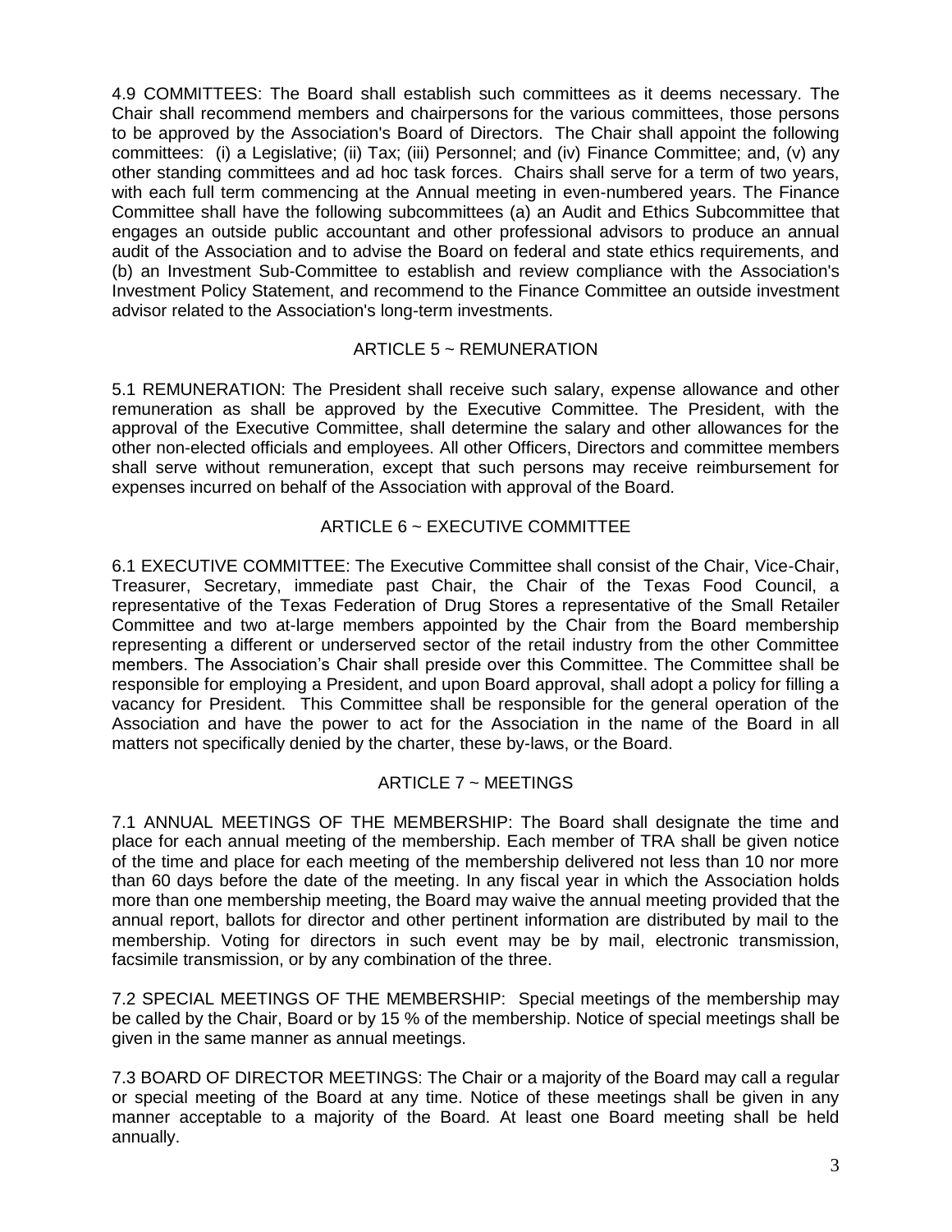4.9 COMMITTEES: The Board shall establish such committees as it deems necessary. The Chair shall recommend members and chairpersons for the various committees, those persons to be approved by the Association's Board of Directors. The Chair shall appoint the following committees: (i) a Legislative; (ii) Tax; (iii) Personnel; and (iv) Finance Committee; and, (v) any other standing committees and ad hoc task forces. Chairs shall serve for a term of two years, with each full term commencing at the Annual meeting in even-numbered years. The Finance Committee shall have the following subcommittees (a) an Audit and Ethics Subcommittee that engages an outside public accountant and other professional advisors to produce an annual audit of the Association and to advise the Board on federal and state ethics requirements, and (b) an Investment Sub-Committee to establish and review compliance with the Association's Investment Policy Statement, and recommend to the Finance Committee an outside investment advisor related to the Association's long-term investments.

## ARTICLE 5 ~ REMUNERATION

5.1 REMUNERATION: The President shall receive such salary, expense allowance and other remuneration as shall be approved by the Executive Committee. The President, with the approval of the Executive Committee, shall determine the salary and other allowances for the other non-elected officials and employees. All other Officers, Directors and committee members shall serve without remuneration, except that such persons may receive reimbursement for expenses incurred on behalf of the Association with approval of the Board.

## ARTICLE 6 ~ EXECUTIVE COMMITTEE

6.1 EXECUTIVE COMMITTEE: The Executive Committee shall consist of the Chair, Vice-Chair, Treasurer, Secretary, immediate past Chair, the Chair of the Texas Food Council, a representative of the Texas Federation of Drug Stores a representative of the Small Retailer Committee and two at-large members appointed by the Chair from the Board membership representing a different or underserved sector of the retail industry from the other Committee members. The Association's Chair shall preside over this Committee. The Committee shall be responsible for employing a President, and upon Board approval, shall adopt a policy for filling a vacancy for President. This Committee shall be responsible for the general operation of the Association and have the power to act for the Association in the name of the Board in all matters not specifically denied by the charter, these by-laws, or the Board.

## ARTICLE 7 ~ MEETINGS

7.1 ANNUAL MEETINGS OF THE MEMBERSHIP: The Board shall designate the time and place for each annual meeting of the membership. Each member of TRA shall be given notice of the time and place for each meeting of the membership delivered not less than 10 nor more than 60 days before the date of the meeting. In any fiscal year in which the Association holds more than one membership meeting, the Board may waive the annual meeting provided that the annual report, ballots for director and other pertinent information are distributed by mail to the membership. Voting for directors in such event may be by mail, electronic transmission, facsimile transmission, or by any combination of the three.

7.2 SPECIAL MEETINGS OF THE MEMBERSHIP: Special meetings of the membership may be called by the Chair, Board or by 15 % of the membership. Notice of special meetings shall be given in the same manner as annual meetings.

7.3 BOARD OF DIRECTOR MEETINGS: The Chair or a majority of the Board may call a regular or special meeting of the Board at any time. Notice of these meetings shall be given in any manner acceptable to a majority of the Board. At least one Board meeting shall be held annually.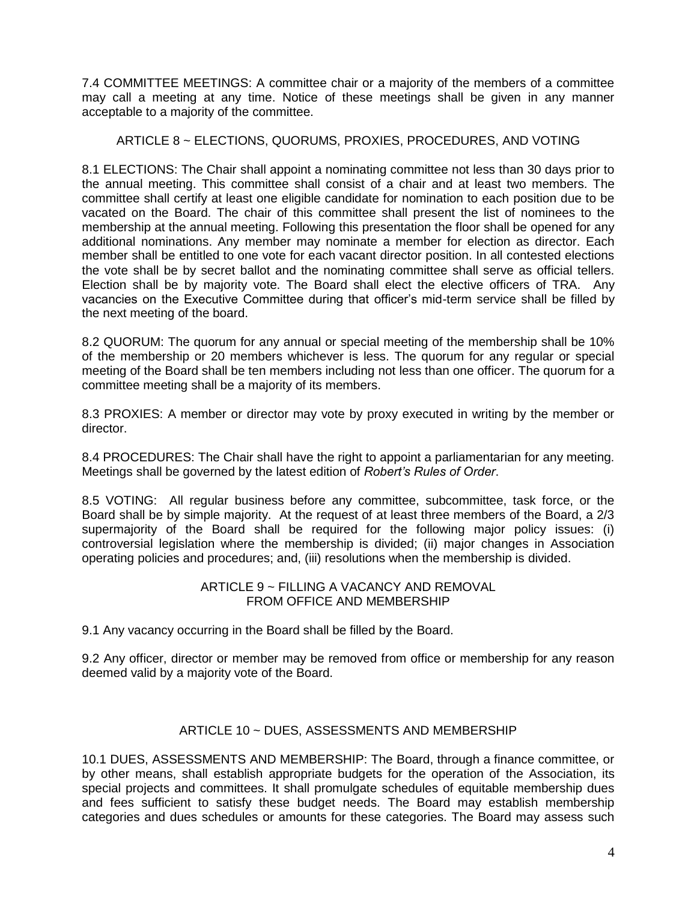7.4 COMMITTEE MEETINGS: A committee chair or a majority of the members of a committee may call a meeting at any time. Notice of these meetings shall be given in any manner acceptable to a majority of the committee.

## ARTICLE 8 ~ ELECTIONS, QUORUMS, PROXIES, PROCEDURES, AND VOTING

8.1 ELECTIONS: The Chair shall appoint a nominating committee not less than 30 days prior to the annual meeting. This committee shall consist of a chair and at least two members. The committee shall certify at least one eligible candidate for nomination to each position due to be vacated on the Board. The chair of this committee shall present the list of nominees to the membership at the annual meeting. Following this presentation the floor shall be opened for any additional nominations. Any member may nominate a member for election as director. Each member shall be entitled to one vote for each vacant director position. In all contested elections the vote shall be by secret ballot and the nominating committee shall serve as official tellers. Election shall be by majority vote. The Board shall elect the elective officers of TRA. Any vacancies on the Executive Committee during that officer's mid-term service shall be filled by the next meeting of the board.

8.2 QUORUM: The quorum for any annual or special meeting of the membership shall be 10% of the membership or 20 members whichever is less. The quorum for any regular or special meeting of the Board shall be ten members including not less than one officer. The quorum for a committee meeting shall be a majority of its members.

8.3 PROXIES: A member or director may vote by proxy executed in writing by the member or director.

8.4 PROCEDURES: The Chair shall have the right to appoint a parliamentarian for any meeting. Meetings shall be governed by the latest edition of *Robert's Rules of Order*.

8.5 VOTING: All regular business before any committee, subcommittee, task force, or the Board shall be by simple majority. At the request of at least three members of the Board, a 2/3 supermajority of the Board shall be required for the following major policy issues: (i) controversial legislation where the membership is divided; (ii) major changes in Association operating policies and procedures; and, (iii) resolutions when the membership is divided.

## ARTICLE 9 ~ FILLING A VACANCY AND REMOVAL FROM OFFICE AND MEMBERSHIP

9.1 Any vacancy occurring in the Board shall be filled by the Board.

9.2 Any officer, director or member may be removed from office or membership for any reason deemed valid by a majority vote of the Board.

## ARTICLE 10 ~ DUES, ASSESSMENTS AND MEMBERSHIP

10.1 DUES, ASSESSMENTS AND MEMBERSHIP: The Board, through a finance committee, or by other means, shall establish appropriate budgets for the operation of the Association, its special projects and committees. It shall promulgate schedules of equitable membership dues and fees sufficient to satisfy these budget needs. The Board may establish membership categories and dues schedules or amounts for these categories. The Board may assess such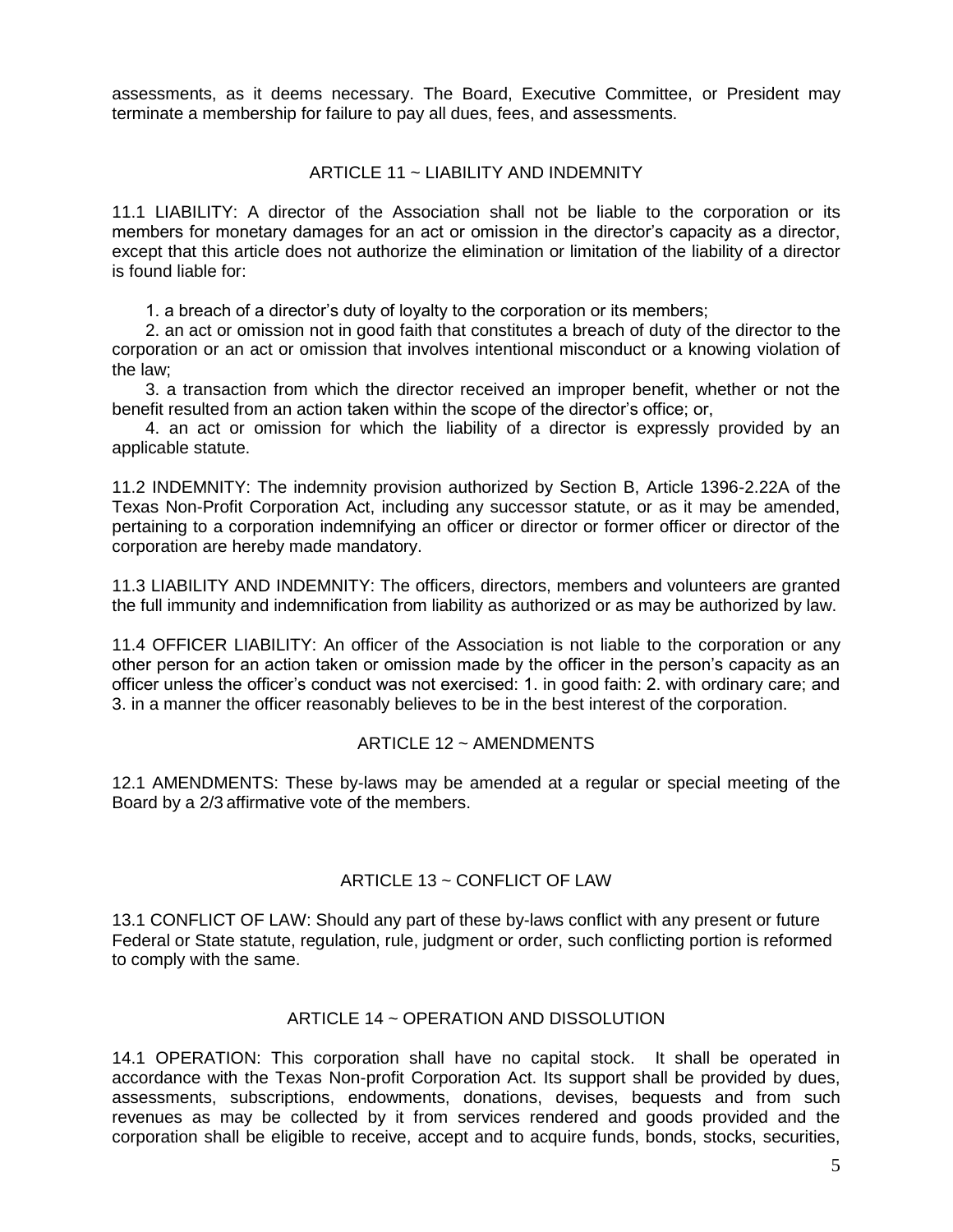assessments, as it deems necessary. The Board, Executive Committee, or President may terminate a membership for failure to pay all dues, fees, and assessments.

## ARTICLE 11 ~ LIABILITY AND INDEMNITY

11.1 LIABILITY: A director of the Association shall not be liable to the corporation or its members for monetary damages for an act or omission in the director's capacity as a director, except that this article does not authorize the elimination or limitation of the liability of a director is found liable for:

1. a breach of a director's duty of loyalty to the corporation or its members;
2. an act or omission not in good faith that constitutes a breach of duty of the director to the corporation or an act or omission that involves intentional misconduct or a knowing violation of the law;
3. a transaction from which the director received an improper benefit, whether or not the benefit resulted from an action taken within the scope of the director's office; or,
4. an act or omission for which the liability of a director is expressly provided by an applicable statute.

11.2 INDEMNITY: The indemnity provision authorized by Section B, Article 1396-2.22A of the Texas Non-Profit Corporation Act, including any successor statute, or as it may be amended, pertaining to a corporation indemnifying an officer or director or former officer or director of the corporation are hereby made mandatory.

11.3 LIABILITY AND INDEMNITY: The officers, directors, members and volunteers are granted the full immunity and indemnification from liability as authorized or as may be authorized by law.

11.4 OFFICER LIABILITY: An officer of the Association is not liable to the corporation or any other person for an action taken or omission made by the officer in the person's capacity as an officer unless the officer's conduct was not exercised: 1. in good faith: 2. with ordinary care; and 3. in a manner the officer reasonably believes to be in the best interest of the corporation.

## ARTICLE 12 ~ AMENDMENTS

12.1 AMENDMENTS: These by-laws may be amended at a regular or special meeting of the Board by a 2/3 affirmative vote of the members.

## ARTICLE 13 ~ CONFLICT OF LAW

13.1 CONFLICT OF LAW: Should any part of these by-laws conflict with any present or future Federal or State statute, regulation, rule, judgment or order, such conflicting portion is reformed to comply with the same.

## ARTICLE 14 ~ OPERATION AND DISSOLUTION

14.1 OPERATION: This corporation shall have no capital stock. It shall be operated in accordance with the Texas Non-profit Corporation Act. Its support shall be provided by dues, assessments, subscriptions, endowments, donations, devises, bequests and from such revenues as may be collected by it from services rendered and goods provided and the corporation shall be eligible to receive, accept and to acquire funds, bonds, stocks, securities,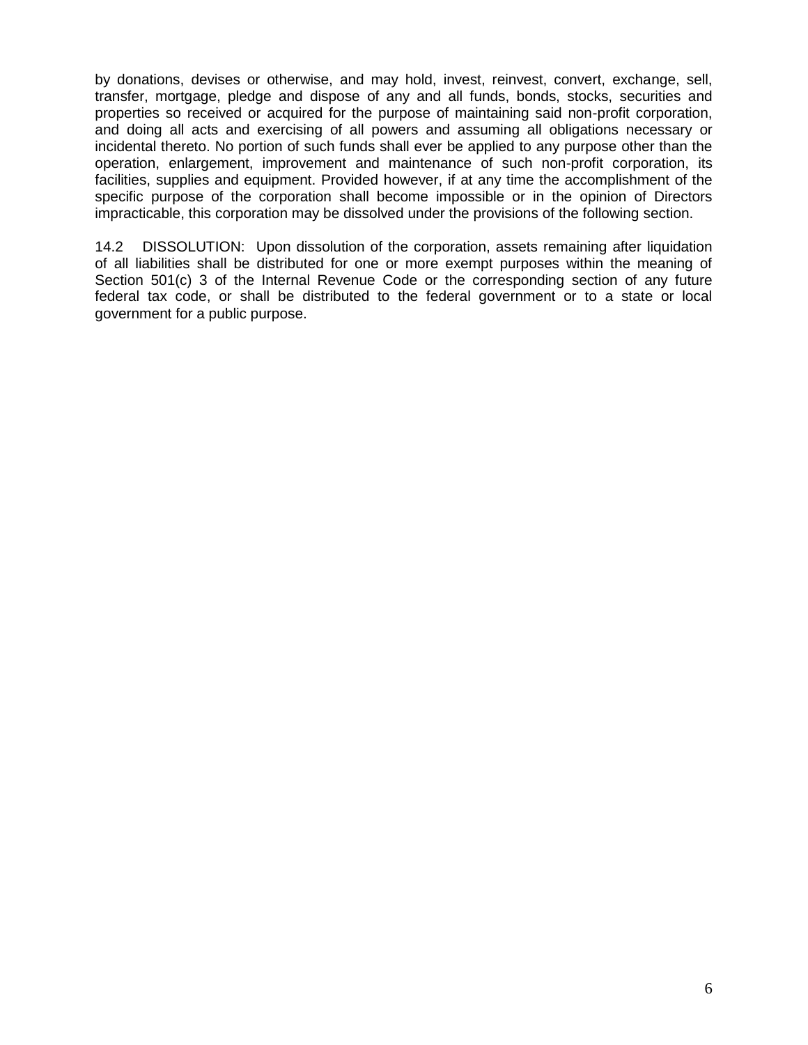by donations, devises or otherwise, and may hold, invest, reinvest, convert, exchange, sell, transfer, mortgage, pledge and dispose of any and all funds, bonds, stocks, securities and properties so received or acquired for the purpose of maintaining said non-profit corporation, and doing all acts and exercising of all powers and assuming all obligations necessary or incidental thereto. No portion of such funds shall ever be applied to any purpose other than the operation, enlargement, improvement and maintenance of such non-profit corporation, its facilities, supplies and equipment. Provided however, if at any time the accomplishment of the specific purpose of the corporation shall become impossible or in the opinion of Directors impracticable, this corporation may be dissolved under the provisions of the following section.

14.2 DISSOLUTION: Upon dissolution of the corporation, assets remaining after liquidation of all liabilities shall be distributed for one or more exempt purposes within the meaning of Section 501(c) 3 of the Internal Revenue Code or the corresponding section of any future federal tax code, or shall be distributed to the federal government or to a state or local government for a public purpose.